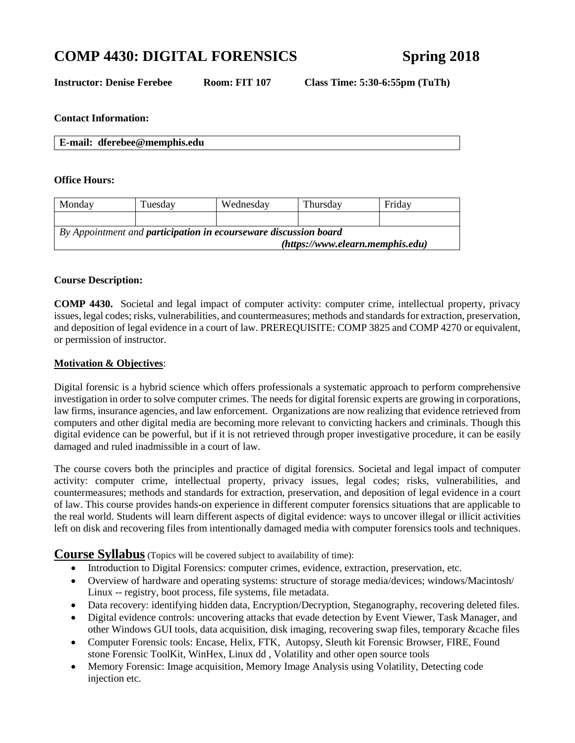# COMP 4430: DIGITAL FORENSICS Spring 2018

**Instructor: Denise Ferebee** **Room: FIT 107** **Class Time: 5:30-6:55pm (TuTh)**

**Contact Information:**

| **E-mail: dferebee@memphis.edu** |
|---|

**Office Hours:**

| Monday | Tuesday | Wednesday | Thursday | Friday |
|---|---|---|---|---|
| | | | | |
| *By Appointment and **participation in ecourseware discussion board** **(https://www.elearn.memphis.edu)*** | | | | |

**Course Description:**

**COMP 4430.** Societal and legal impact of computer activity: computer crime, intellectual property, privacy issues, legal codes; risks, vulnerabilities, and countermeasures; methods and standards for extraction, preservation, and deposition of legal evidence in a court of law. PREREQUISITE: COMP 3825 and COMP 4270 or equivalent, or permission of instructor.

**Motivation & Objectives**:

Digital forensic is a hybrid science which offers professionals a systematic approach to perform comprehensive investigation in order to solve computer crimes. The needs for digital forensic experts are growing in corporations, law firms, insurance agencies, and law enforcement. Organizations are now realizing that evidence retrieved from computers and other digital media are becoming more relevant to convicting hackers and criminals. Though this digital evidence can be powerful, but if it is not retrieved through proper investigative procedure, it can be easily damaged and ruled inadmissible in a court of law.

The course covers both the principles and practice of digital forensics. Societal and legal impact of computer activity: computer crime, intellectual property, privacy issues, legal codes; risks, vulnerabilities, and countermeasures; methods and standards for extraction, preservation, and deposition of legal evidence in a court of law. This course provides hands-on experience in different computer forensics situations that are applicable to the real world. Students will learn different aspects of digital evidence: ways to uncover illegal or illicit activities left on disk and recovering files from intentionally damaged media with computer forensics tools and techniques.

## Course Syllabus (Topics will be covered subject to availability of time):

- Introduction to Digital Forensics: computer crimes, evidence, extraction, preservation, etc.
- Overview of hardware and operating systems: structure of storage media/devices; windows/Macintosh/ Linux -- registry, boot process, file systems, file metadata.
- Data recovery: identifying hidden data, Encryption/Decryption, Steganography, recovering deleted files.
- Digital evidence controls: uncovering attacks that evade detection by Event Viewer, Task Manager, and other Windows GUI tools, data acquisition, disk imaging, recovering swap files, temporary &cache files
- Computer Forensic tools: Encase, Helix, FTK, Autopsy, Sleuth kit Forensic Browser, FIRE, Found stone Forensic ToolKit, WinHex, Linux dd , Volatility and other open source tools
- Memory Forensic: Image acquisition, Memory Image Analysis using Volatility, Detecting code injection etc.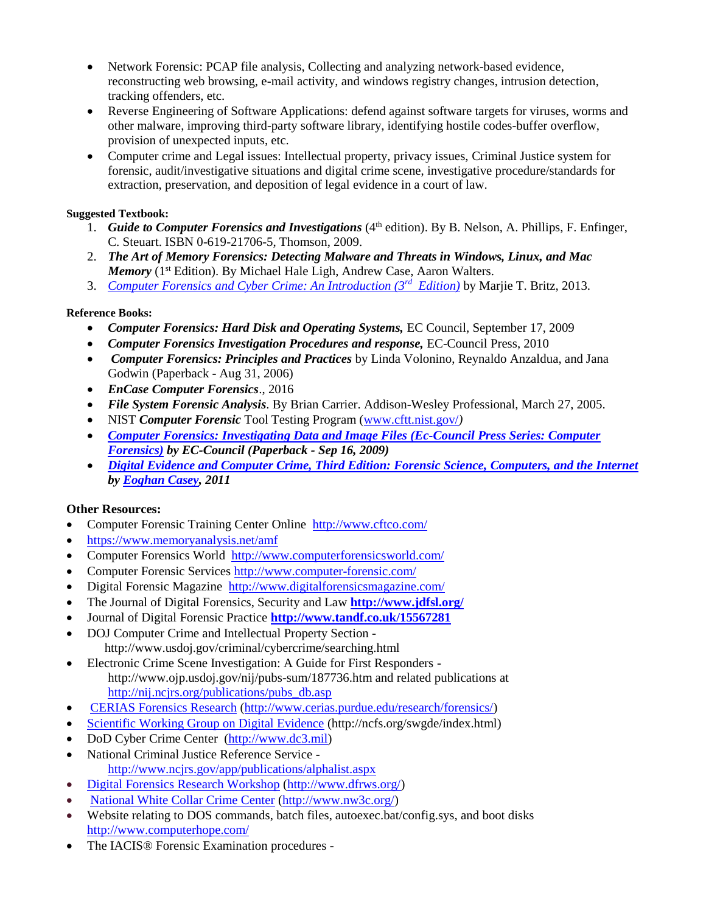- Network Forensic: PCAP file analysis, Collecting and analyzing network-based evidence, reconstructing web browsing, e-mail activity, and windows registry changes, intrusion detection, tracking offenders, etc.
- Reverse Engineering of Software Applications: defend against software targets for viruses, worms and other malware, improving third-party software library, identifying hostile codes-buffer overflow, provision of unexpected inputs, etc.
- Computer crime and Legal issues: Intellectual property, privacy issues, Criminal Justice system for forensic, audit/investigative situations and digital crime scene, investigative procedure/standards for extraction, preservation, and deposition of legal evidence in a court of law.

**Suggested Textbook:**

1. ***Guide to Computer Forensics and Investigations*** (4th edition). By B. Nelson, A. Phillips, F. Enfinger, C. Steuart. ISBN 0-619-21706-5, Thomson, 2009.
2. ***The Art of Memory Forensics: Detecting Malware and Threats in Windows, Linux, and Mac Memory*** (1st Edition). By Michael Hale Ligh, Andrew Case, Aaron Walters.
3. *Computer Forensics and Cyber Crime: An Introduction (3rd Edition)* by Marjie T. Britz, 2013.

**Reference Books:**

- ***Computer Forensics: Hard Disk and Operating Systems,*** EC Council, September 17, 2009
- ***Computer Forensics Investigation Procedures and response,*** EC-Council Press, 2010
- ***Computer Forensics: Principles and Practices*** by Linda Volonino, Reynaldo Anzaldua, and Jana Godwin (Paperback - Aug 31, 2006)
- ***EnCase Computer Forensics***., 2016
- ***File System Forensic Analysis***. By Brian Carrier. Addison-Wesley Professional, March 27, 2005.
- NIST ***Computer Forensic*** Tool Testing Program (www.cftt.nist.gov/)
- ***Computer Forensics: Investigating Data and Image Files (Ec-Council Press Series: Computer Forensics) by EC-Council (Paperback - Sep 16, 2009)***
- ***Digital Evidence and Computer Crime, Third Edition: Forensic Science, Computers, and the Internet by Eoghan Casey, 2011***

**Other Resources:**

- Computer Forensic Training Center Online http://www.cftco.com/
- https://www.memoryanalysis.net/amf
- Computer Forensics World http://www.computerforensicsworld.com/
- Computer Forensic Services http://www.computer-forensic.com/
- Digital Forensic Magazine http://www.digitalforensicsmagazine.com/
- The Journal of Digital Forensics, Security and Law **http://www.jdfsl.org/**
- Journal of Digital Forensic Practice **http://www.tandf.co.uk/15567281**
- DOJ Computer Crime and Intellectual Property Section - http://www.usdoj.gov/criminal/cybercrime/searching.html
- Electronic Crime Scene Investigation: A Guide for First Responders - http://www.ojp.usdoj.gov/nij/pubs-sum/187736.htm and related publications at http://nij.ncjrs.org/publications/pubs_db.asp
- CERIAS Forensics Research (http://www.cerias.purdue.edu/research/forensics/)
- Scientific Working Group on Digital Evidence (http://ncfs.org/swgde/index.html)
- DoD Cyber Crime Center (http://www.dc3.mil)
- National Criminal Justice Reference Service - http://www.ncjrs.gov/app/publications/alphalist.aspx
- Digital Forensics Research Workshop (http://www.dfrws.org/)
- National White Collar Crime Center (http://www.nw3c.org/)
- Website relating to DOS commands, batch files, autoexec.bat/config.sys, and boot disks http://www.computerhope.com/
- The IACIS® Forensic Examination procedures -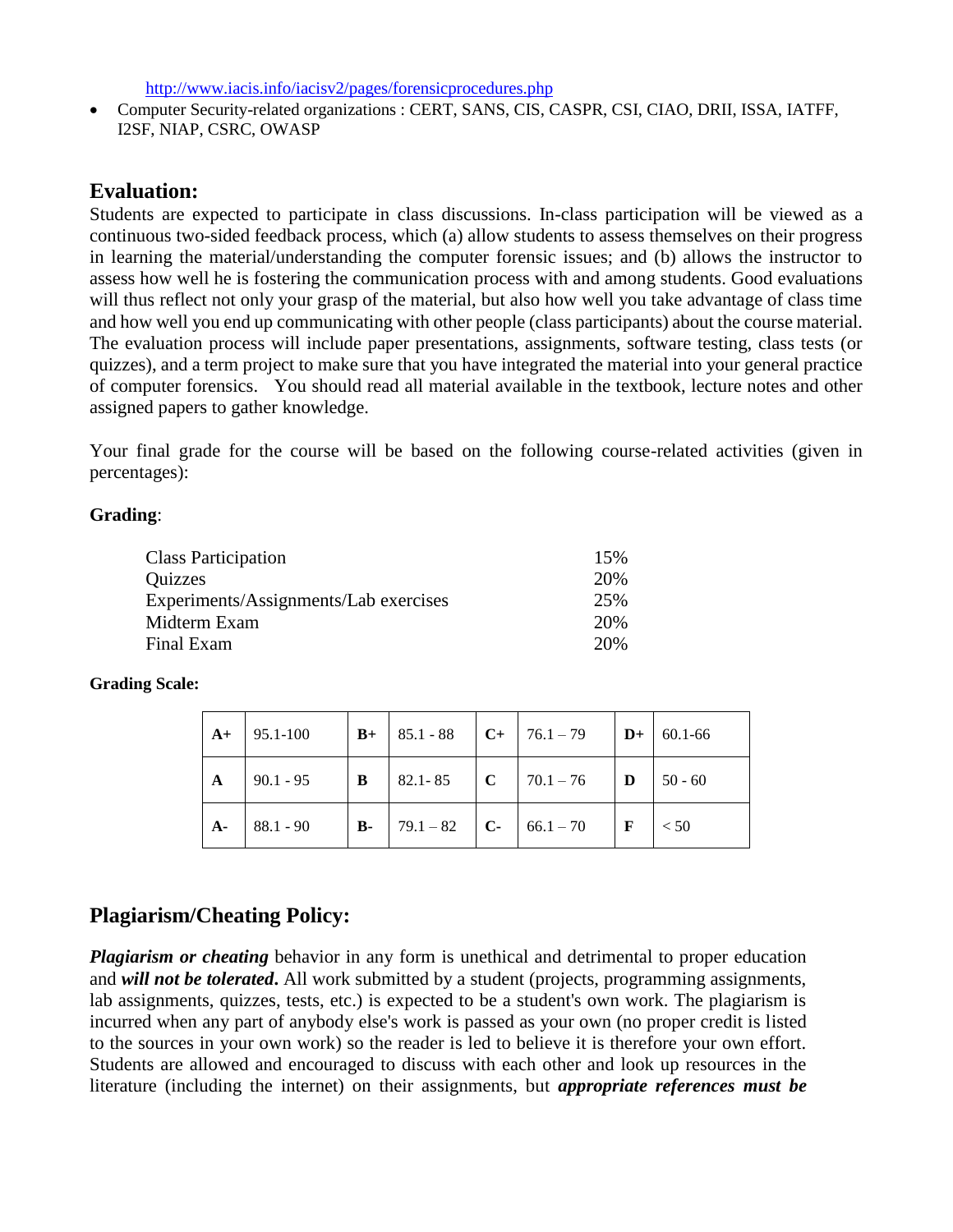http://www.iacis.info/iacisv2/pages/forensicprocedures.php

- Computer Security-related organizations : CERT, SANS, CIS, CASPR, CSI, CIAO, DRII, ISSA, IATFF, I2SF, NIAP, CSRC, OWASP

## Evaluation:

Students are expected to participate in class discussions. In-class participation will be viewed as a continuous two-sided feedback process, which (a) allow students to assess themselves on their progress in learning the material/understanding the computer forensic issues; and (b) allows the instructor to assess how well he is fostering the communication process with and among students. Good evaluations will thus reflect not only your grasp of the material, but also how well you take advantage of class time and how well you end up communicating with other people (class participants) about the course material. The evaluation process will include paper presentations, assignments, software testing, class tests (or quizzes), and a term project to make sure that you have integrated the material into your general practice of computer forensics. You should read all material available in the textbook, lecture notes and other assigned papers to gather knowledge.

Your final grade for the course will be based on the following course-related activities (given in percentages):

**Grading**:

| Activity | Percentage |
|---|---|
| Class Participation | 15% |
| Quizzes | 20% |
| Experiments/Assignments/Lab exercises | 25% |
| Midterm Exam | 20% |
| Final Exam | 20% |

**Grading Scale:**

| | | | | | | | |
|---|---|---|---|---|---|---|---|
| **A+** | 95.1-100 | **B+** | 85.1 - 88 | **C+** | 76.1 – 79 | **D+** | 60.1-66 |
| **A** | 90.1 - 95 | **B** | 82.1- 85 | **C** | 70.1 – 76 | **D** | 50 - 60 |
| **A-** | 88.1 - 90 | **B-** | 79.1 – 82 | **C-** | 66.1 – 70 | **F** | < 50 |

## Plagiarism/Cheating Policy:

***Plagiarism or cheating*** behavior in any form is unethical and detrimental to proper education and ***will not be tolerated*****.** All work submitted by a student (projects, programming assignments, lab assignments, quizzes, tests, etc.) is expected to be a student's own work. The plagiarism is incurred when any part of anybody else's work is passed as your own (no proper credit is listed to the sources in your own work) so the reader is led to believe it is therefore your own effort. Students are allowed and encouraged to discuss with each other and look up resources in the literature (including the internet) on their assignments, but ***appropriate references must be***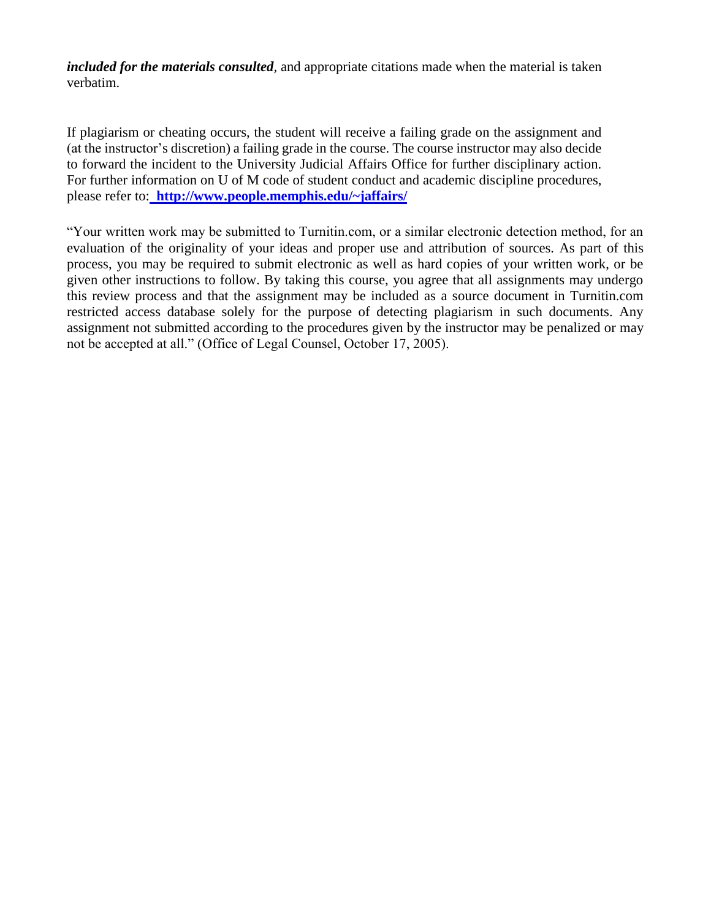***included for the materials consulted***, and appropriate citations made when the material is taken verbatim.

If plagiarism or cheating occurs, the student will receive a failing grade on the assignment and (at the instructor's discretion) a failing grade in the course. The course instructor may also decide to forward the incident to the University Judicial Affairs Office for further disciplinary action. For further information on U of M code of student conduct and academic discipline procedures, please refer to: **http://www.people.memphis.edu/~jaffairs/**

"Your written work may be submitted to Turnitin.com, or a similar electronic detection method, for an evaluation of the originality of your ideas and proper use and attribution of sources. As part of this process, you may be required to submit electronic as well as hard copies of your written work, or be given other instructions to follow. By taking this course, you agree that all assignments may undergo this review process and that the assignment may be included as a source document in Turnitin.com restricted access database solely for the purpose of detecting plagiarism in such documents. Any assignment not submitted according to the procedures given by the instructor may be penalized or may not be accepted at all." (Office of Legal Counsel, October 17, 2005).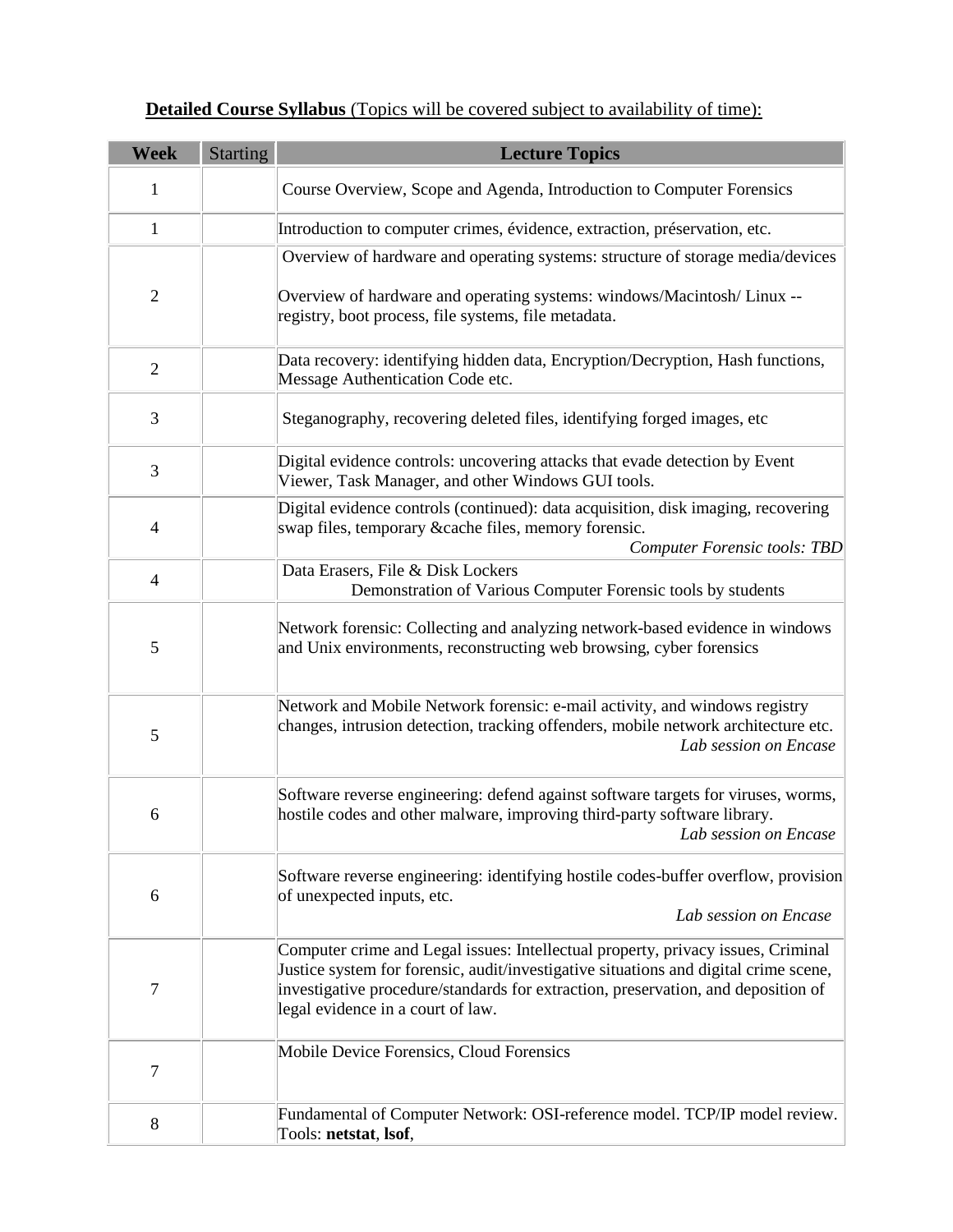**Detailed Course Syllabus** (Topics will be covered subject to availability of time):

| Week | Starting | Lecture Topics |
|---|---|---|
| 1 | | Course Overview, Scope and Agenda, Introduction to Computer Forensics |
| 1 | | Introduction to computer crimes, évidence, extraction, préservation, etc. |
| 2 | | Overview of hardware and operating systems: structure of storage media/devices<br><br>Overview of hardware and operating systems: windows/Macintosh/ Linux -- registry, boot process, file systems, file metadata. |
| 2 | | Data recovery: identifying hidden data, Encryption/Decryption, Hash functions, Message Authentication Code etc. |
| 3 | | Steganography, recovering deleted files, identifying forged images, etc |
| 3 | | Digital evidence controls: uncovering attacks that evade detection by Event Viewer, Task Manager, and other Windows GUI tools. |
| 4 | | Digital evidence controls (continued): data acquisition, disk imaging, recovering swap files, temporary &cache files, memory forensic.<br>*Computer Forensic tools: TBD* |
| 4 | | Data Erasers, File & Disk Lockers<br>Demonstration of Various Computer Forensic tools by students |
| 5 | | Network forensic: Collecting and analyzing network-based evidence in windows and Unix environments, reconstructing web browsing, cyber forensics |
| 5 | | Network and Mobile Network forensic: e-mail activity, and windows registry changes, intrusion detection, tracking offenders, mobile network architecture etc.<br>*Lab session on Encase* |
| 6 | | Software reverse engineering: defend against software targets for viruses, worms, hostile codes and other malware, improving third-party software library.<br>*Lab session on Encase* |
| 6 | | Software reverse engineering: identifying hostile codes-buffer overflow, provision of unexpected inputs, etc.<br>*Lab session on Encase* |
| 7 | | Computer crime and Legal issues: Intellectual property, privacy issues, Criminal Justice system for forensic, audit/investigative situations and digital crime scene, investigative procedure/standards for extraction, preservation, and deposition of legal evidence in a court of law. |
| 7 | | Mobile Device Forensics, Cloud Forensics |
| 8 | | Fundamental of Computer Network: OSI-reference model. TCP/IP model review. Tools: **netstat**, **lsof**, |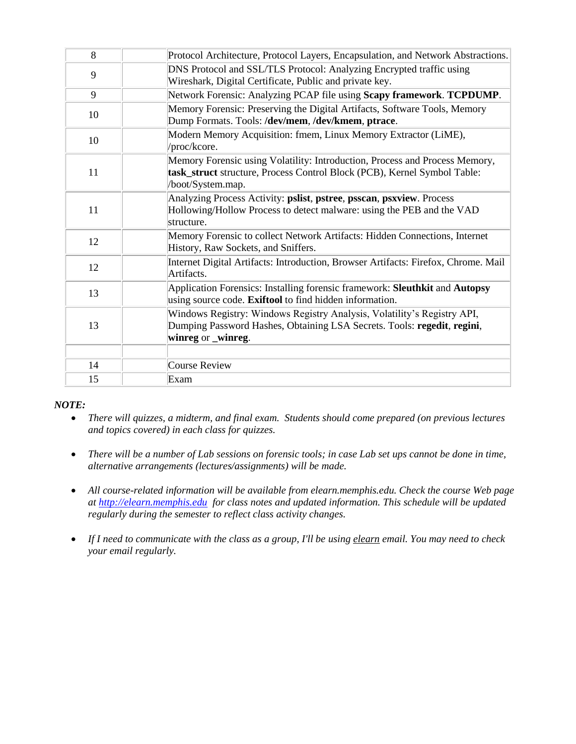| | | |
|---|---|---|
| 8 | | Protocol Architecture, Protocol Layers, Encapsulation, and Network Abstractions. |
| 9 | | DNS Protocol and SSL/TLS Protocol: Analyzing Encrypted traffic using Wireshark, Digital Certificate, Public and private key. |
| 9 | | Network Forensic: Analyzing PCAP file using **Scapy framework**. **TCPDUMP**. |
| 10 | | Memory Forensic: Preserving the Digital Artifacts, Software Tools, Memory Dump Formats. Tools: **/dev/mem**, **/dev/kmem**, **ptrace**. |
| 10 | | Modern Memory Acquisition: fmem, Linux Memory Extractor (LiME), /proc/kcore. |
| 11 | | Memory Forensic using Volatility: Introduction, Process and Process Memory, **task_struct** structure, Process Control Block (PCB), Kernel Symbol Table: /boot/System.map. |
| 11 | | Analyzing Process Activity: **pslist**, **pstree**, **psscan**, **psxview**. Process Hollowing/Hollow Process to detect malware: using the PEB and the VAD structure. |
| 12 | | Memory Forensic to collect Network Artifacts: Hidden Connections, Internet History, Raw Sockets, and Sniffers. |
| 12 | | Internet Digital Artifacts: Introduction, Browser Artifacts: Firefox, Chrome. Mail Artifacts. |
| 13 | | Application Forensics: Installing forensic framework: **Sleuthkit** and **Autopsy** using source code. **Exiftool** to find hidden information. |
| 13 | | Windows Registry: Windows Registry Analysis, Volatility's Registry API, Dumping Password Hashes, Obtaining LSA Secrets. Tools: **regedit**, **regini**, **winreg** or **_winreg**. |
| | | |
| 14 | | Course Review |
| 15 | | Exam |

***NOTE:***

- *There will quizzes, a midterm, and final exam. Students should come prepared (on previous lectures and topics covered) in each class for quizzes.*
- *There will be a number of Lab sessions on forensic tools; in case Lab set ups cannot be done in time, alternative arrangements (lectures/assignments) will be made.*
- *All course-related information will be available from elearn.memphis.edu. Check the course Web page at [http://elearn.memphis.edu](http://elearn.memphis.edu) for class notes and updated information. This schedule will be updated regularly during the semester to reflect class activity changes.*
- *If I need to communicate with the class as a group, I'll be using elearn email. You may need to check your email regularly.*